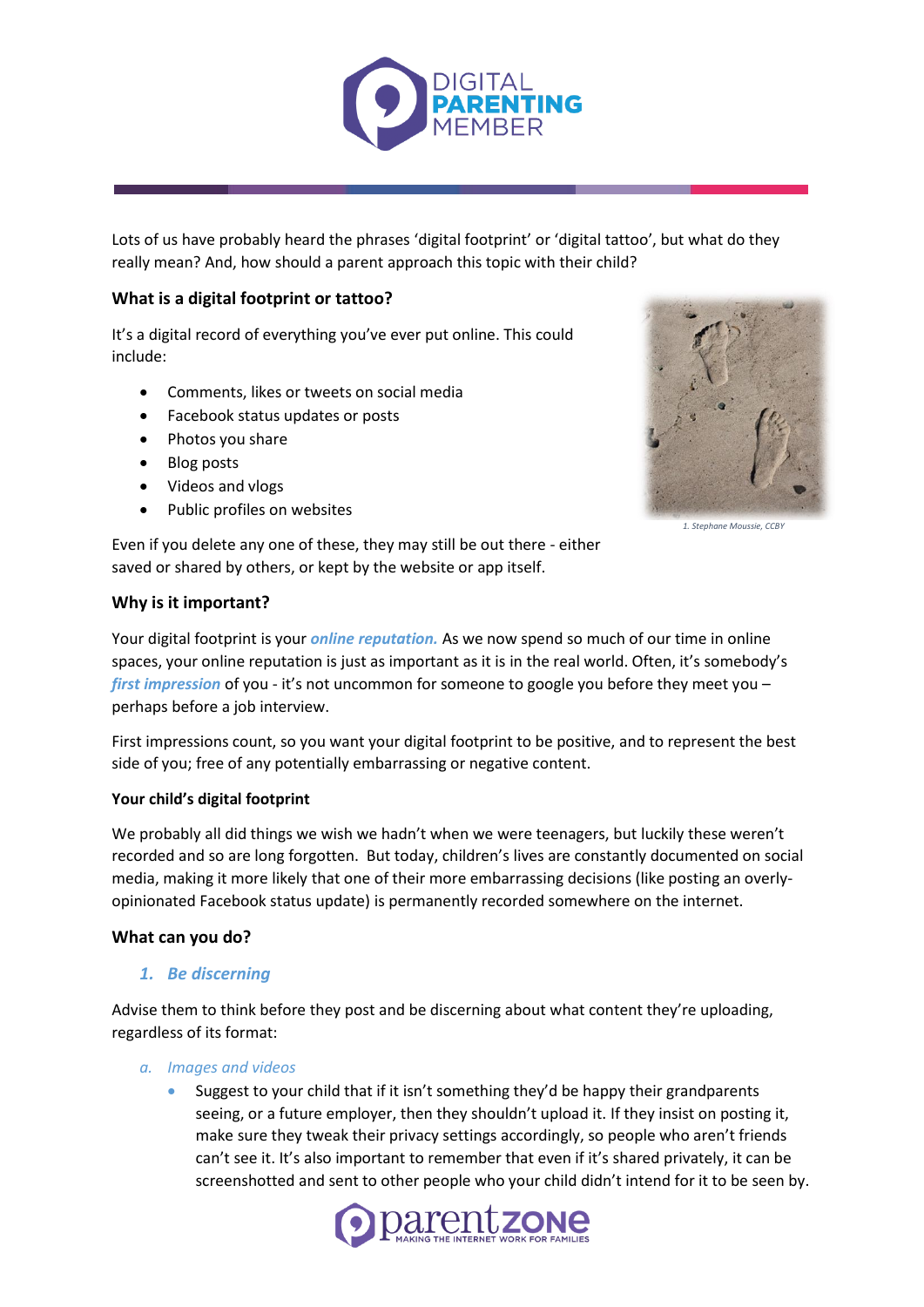Lots of us have probably heard the phrases 'digital footprint' or 'digital tattoo', but what do they really mean? And, how should a parent approach this topic with their child?

## What is a digital footprint or tattoo?

It's a digital record of everything you've ever put online. This could include:

- Comments, likes or tweets on social media
- Facebook status updates or posts
- Photos you share
- Blog posts
- Videos and vlogs
- Public profiles on websites

*1. Stephane Moussie, CCBY*

Even if you delete any one of these, they may still be out there - either saved or shared by others, or kept by the website or app itself.

## Why is it important?

Your digital footprint is your ***online reputation.*** As we now spend so much of our time in online spaces, your online reputation is just as important as it is in the real world. Often, it's somebody's ***first impression*** of you - it's not uncommon for someone to google you before they meet you – perhaps before a job interview.

First impressions count, so you want your digital footprint to be positive, and to represent the best side of you; free of any potentially embarrassing or negative content.

### Your child's digital footprint

We probably all did things we wish we hadn't when we were teenagers, but luckily these weren't recorded and so are long forgotten. But today, children's lives are constantly documented on social media, making it more likely that one of their more embarrassing decisions (like posting an overly-opinionated Facebook status update) is permanently recorded somewhere on the internet.

## What can you do?

### *1. Be discerning*

Advise them to think before they post and be discerning about what content they're uploading, regardless of its format:

*a. Images and videos*

- Suggest to your child that if it isn't something they'd be happy their grandparents seeing, or a future employer, then they shouldn't upload it. If they insist on posting it, make sure they tweak their privacy settings accordingly, so people who aren't friends can't see it. It's also important to remember that even if it's shared privately, it can be screenshotted and sent to other people who your child didn't intend for it to be seen by.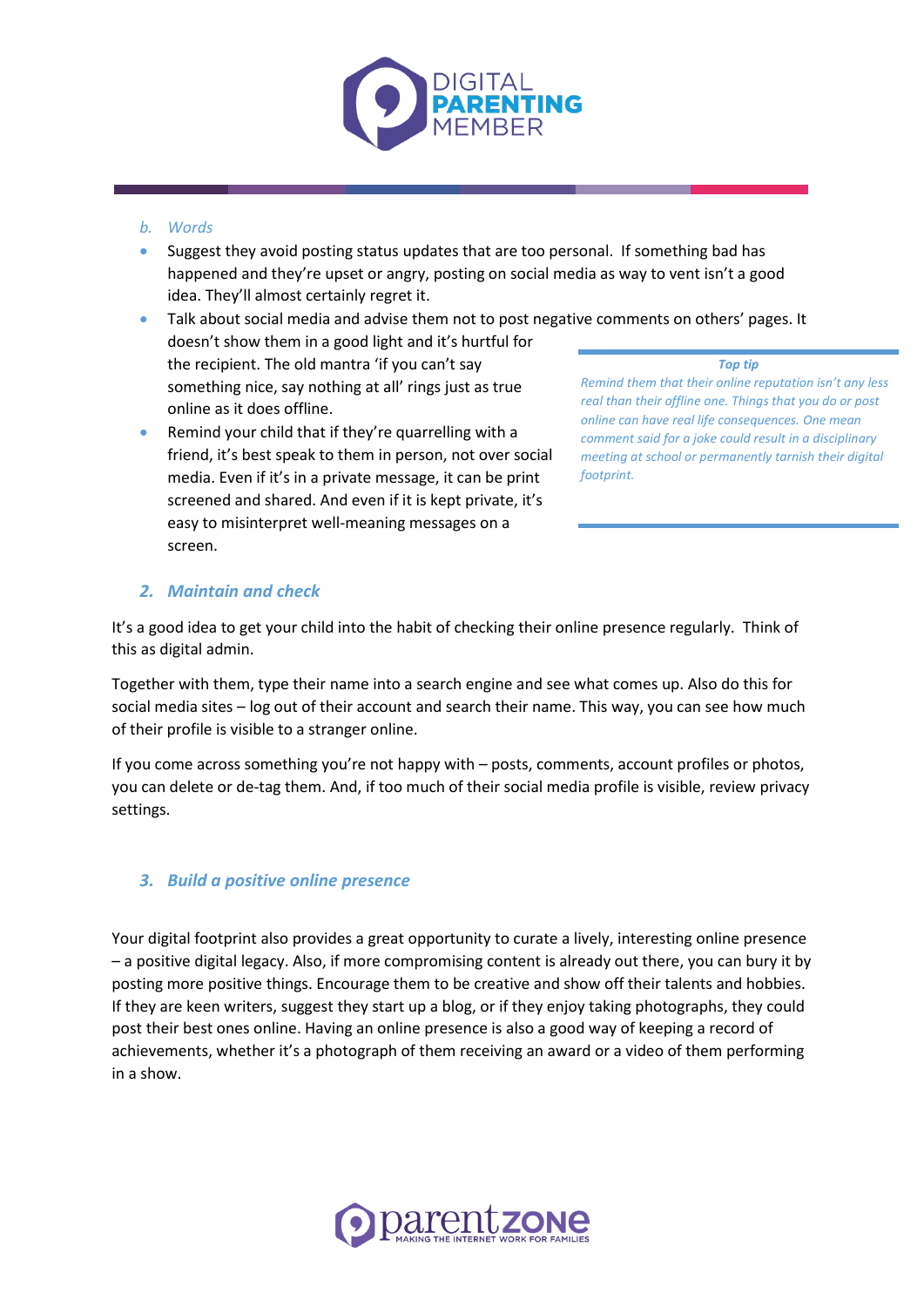*b. Words*

- Suggest they avoid posting status updates that are too personal. If something bad has happened and they're upset or angry, posting on social media as way to vent isn't a good idea. They'll almost certainly regret it.
- Talk about social media and advise them not to post negative comments on others' pages. It doesn't show them in a good light and it's hurtful for the recipient. The old mantra 'if you can't say something nice, say nothing at all' rings just as true online as it does offline.
- Remind your child that if they're quarrelling with a friend, it's best speak to them in person, not over social media. Even if it's in a private message, it can be print screened and shared. And even if it is kept private, it's easy to misinterpret well-meaning messages on a screen.

> ***Top tip***
>
> *Remind them that their online reputation isn't any less real than their offline one. Things that you do or post online can have real life consequences. One mean comment said for a joke could result in a disciplinary meeting at school or permanently tarnish their digital footprint.*

### *2. Maintain and check*

It's a good idea to get your child into the habit of checking their online presence regularly. Think of this as digital admin.

Together with them, type their name into a search engine and see what comes up. Also do this for social media sites – log out of their account and search their name. This way, you can see how much of their profile is visible to a stranger online.

If you come across something you're not happy with – posts, comments, account profiles or photos, you can delete or de-tag them. And, if too much of their social media profile is visible, review privacy settings.

### *3. Build a positive online presence*

Your digital footprint also provides a great opportunity to curate a lively, interesting online presence – a positive digital legacy. Also, if more compromising content is already out there, you can bury it by posting more positive things. Encourage them to be creative and show off their talents and hobbies. If they are keen writers, suggest they start up a blog, or if they enjoy taking photographs, they could post their best ones online. Having an online presence is also a good way of keeping a record of achievements, whether it's a photograph of them receiving an award or a video of them performing in a show.